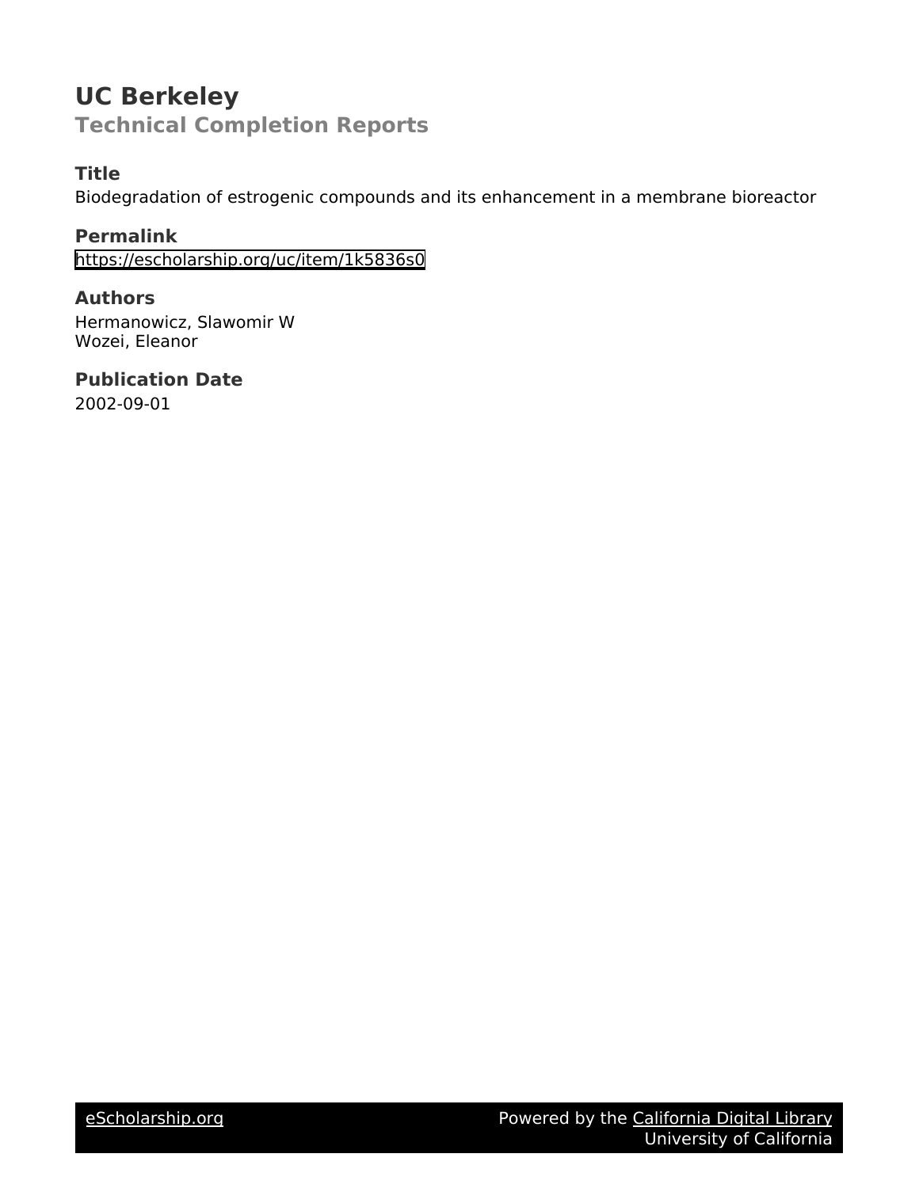# UC Berkeley

## Technical Completion Reports

### Title

Biodegradation of estrogenic compounds and its enhancement in a membrane bioreactor

### Permalink

https://escholarship.org/uc/item/1k5836s0

### Authors

Hermanowicz, Slawomir W

Wozei, Eleanor

### Publication Date

2002-09-01

eScholarship.org Powered by the California Digital Library University of California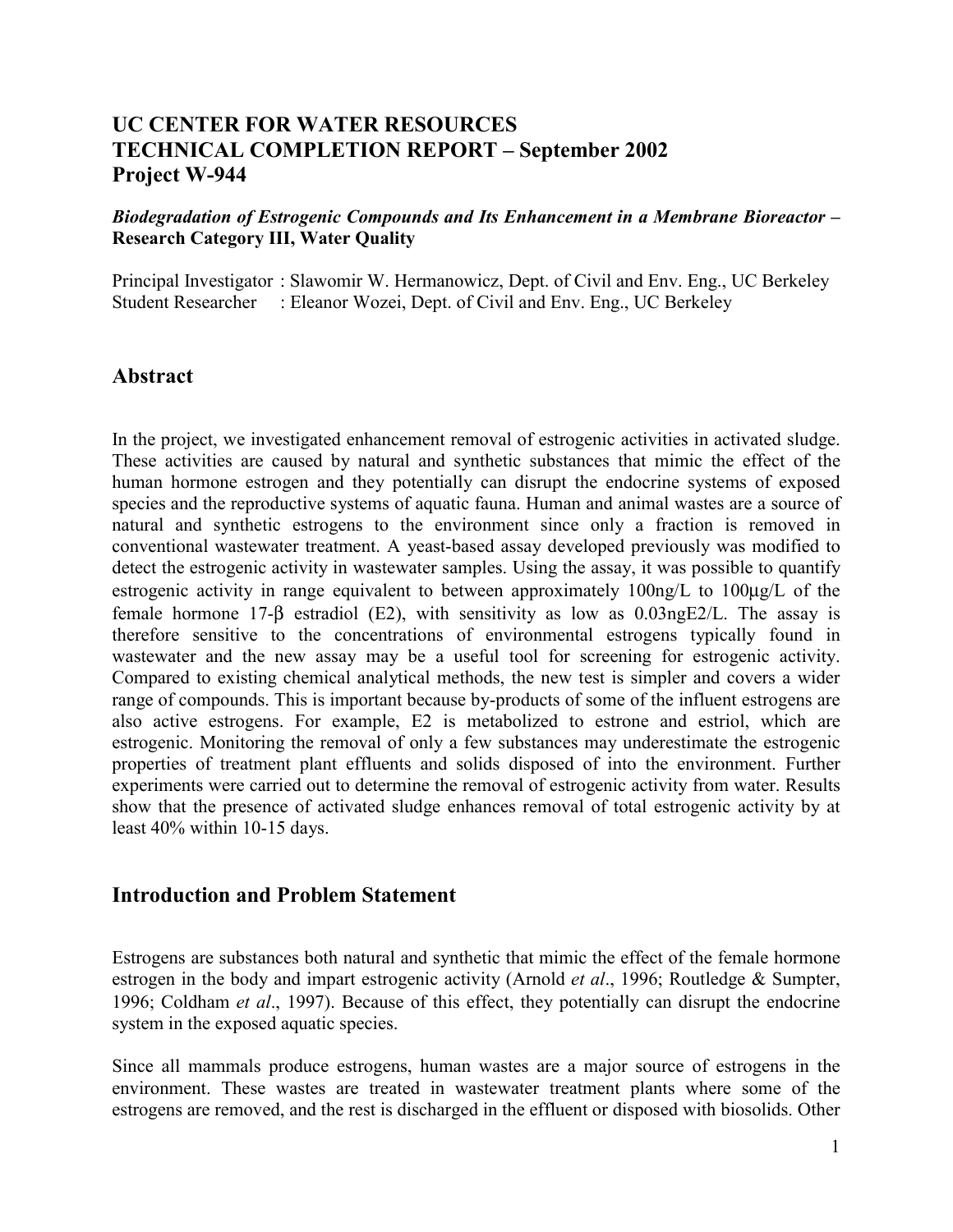# UC CENTER FOR WATER RESOURCES
# TECHNICAL COMPLETION REPORT – September 2002
# Project W-944

***Biodegradation of Estrogenic Compounds and Its Enhancement in a Membrane Bioreactor –*** **Research Category III, Water Quality**

Principal Investigator : Slawomir W. Hermanowicz, Dept. of Civil and Env. Eng., UC Berkeley
Student Researcher : Eleanor Wozei, Dept. of Civil and Env. Eng., UC Berkeley

## Abstract

In the project, we investigated enhancement removal of estrogenic activities in activated sludge. These activities are caused by natural and synthetic substances that mimic the effect of the human hormone estrogen and they potentially can disrupt the endocrine systems of exposed species and the reproductive systems of aquatic fauna. Human and animal wastes are a source of natural and synthetic estrogens to the environment since only a fraction is removed in conventional wastewater treatment. A yeast-based assay developed previously was modified to detect the estrogenic activity in wastewater samples. Using the assay, it was possible to quantify estrogenic activity in range equivalent to between approximately 100ng/L to 100μg/L of the female hormone 17-β estradiol (E2), with sensitivity as low as 0.03ngE2/L. The assay is therefore sensitive to the concentrations of environmental estrogens typically found in wastewater and the new assay may be a useful tool for screening for estrogenic activity. Compared to existing chemical analytical methods, the new test is simpler and covers a wider range of compounds. This is important because by-products of some of the influent estrogens are also active estrogens. For example, E2 is metabolized to estrone and estriol, which are estrogenic. Monitoring the removal of only a few substances may underestimate the estrogenic properties of treatment plant effluents and solids disposed of into the environment. Further experiments were carried out to determine the removal of estrogenic activity from water. Results show that the presence of activated sludge enhances removal of total estrogenic activity by at least 40% within 10-15 days.

## Introduction and Problem Statement

Estrogens are substances both natural and synthetic that mimic the effect of the female hormone estrogen in the body and impart estrogenic activity (Arnold *et al*., 1996; Routledge & Sumpter, 1996; Coldham *et al*., 1997). Because of this effect, they potentially can disrupt the endocrine system in the exposed aquatic species.

Since all mammals produce estrogens, human wastes are a major source of estrogens in the environment. These wastes are treated in wastewater treatment plants where some of the estrogens are removed, and the rest is discharged in the effluent or disposed with biosolids. Other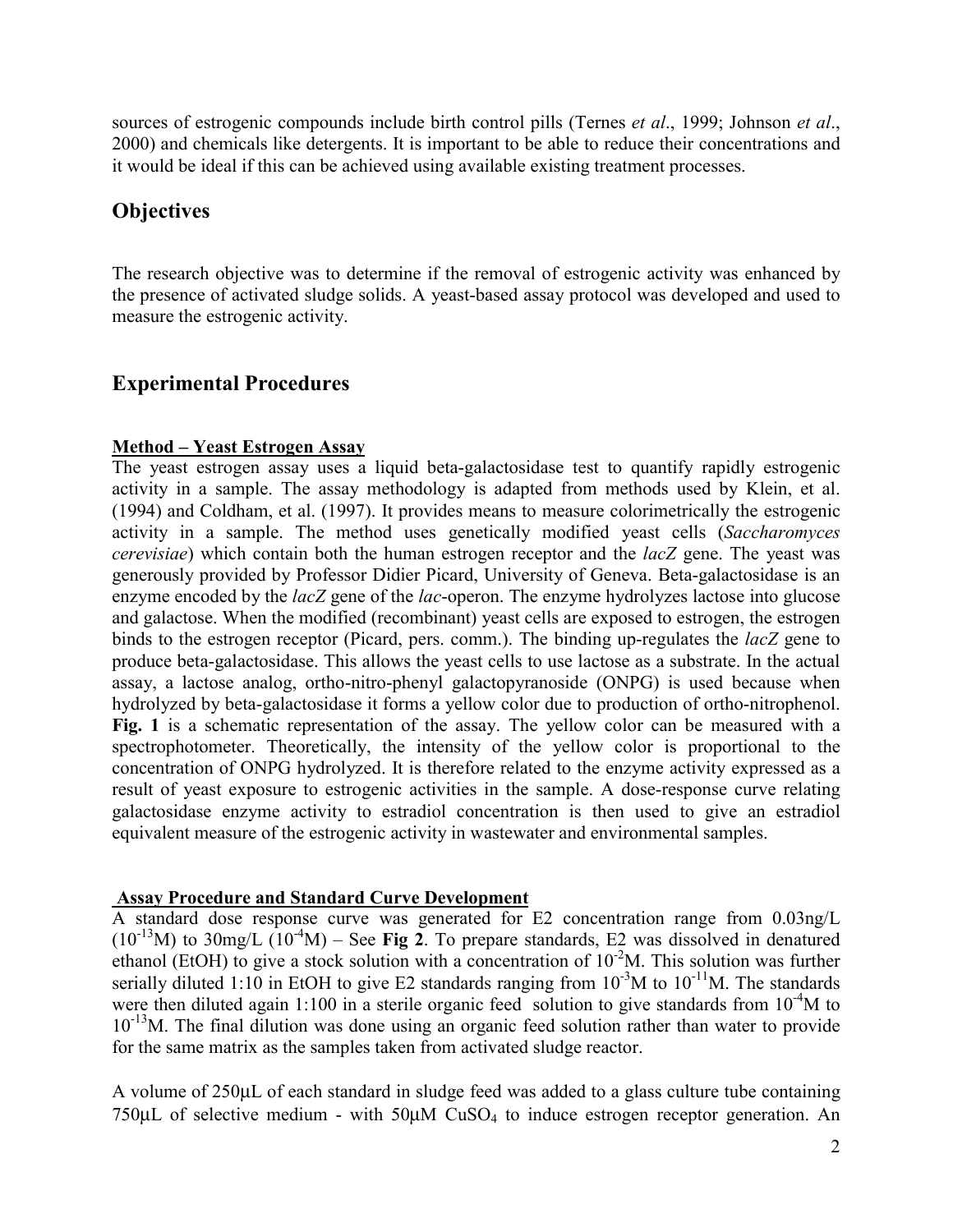sources of estrogenic compounds include birth control pills (Ternes *et al*., 1999; Johnson *et al*., 2000) and chemicals like detergents. It is important to be able to reduce their concentrations and it would be ideal if this can be achieved using available existing treatment processes.

## Objectives

The research objective was to determine if the removal of estrogenic activity was enhanced by the presence of activated sludge solids. A yeast-based assay protocol was developed and used to measure the estrogenic activity.

## Experimental Procedures

**Method – Yeast Estrogen Assay**

The yeast estrogen assay uses a liquid beta-galactosidase test to quantify rapidly estrogenic activity in a sample. The assay methodology is adapted from methods used by Klein, et al. (1994) and Coldham, et al. (1997). It provides means to measure colorimetrically the estrogenic activity in a sample. The method uses genetically modified yeast cells (*Saccharomyces cerevisiae*) which contain both the human estrogen receptor and the *lacZ* gene. The yeast was generously provided by Professor Didier Picard, University of Geneva. Beta-galactosidase is an enzyme encoded by the *lacZ* gene of the *lac*-operon. The enzyme hydrolyzes lactose into glucose and galactose. When the modified (recombinant) yeast cells are exposed to estrogen, the estrogen binds to the estrogen receptor (Picard, pers. comm.). The binding up-regulates the *lacZ* gene to produce beta-galactosidase. This allows the yeast cells to use lactose as a substrate. In the actual assay, a lactose analog, ortho-nitro-phenyl galactopyranoside (ONPG) is used because when hydrolyzed by beta-galactosidase it forms a yellow color due to production of ortho-nitrophenol. **Fig. 1** is a schematic representation of the assay. The yellow color can be measured with a spectrophotometer. Theoretically, the intensity of the yellow color is proportional to the concentration of ONPG hydrolyzed. It is therefore related to the enzyme activity expressed as a result of yeast exposure to estrogenic activities in the sample. A dose-response curve relating galactosidase enzyme activity to estradiol concentration is then used to give an estradiol equivalent measure of the estrogenic activity in wastewater and environmental samples.

**Assay Procedure and Standard Curve Development**

A standard dose response curve was generated for E2 concentration range from 0.03ng/L ($10^{-13}$M) to 30mg/L ($10^{-4}$M) – See **Fig 2**. To prepare standards, E2 was dissolved in denatured ethanol (EtOH) to give a stock solution with a concentration of $10^{-2}$M. This solution was further serially diluted 1:10 in EtOH to give E2 standards ranging from $10^{-3}$M to $10^{-11}$M. The standards were then diluted again 1:100 in a sterile organic feed solution to give standards from $10^{-4}$M to $10^{-13}$M. The final dilution was done using an organic feed solution rather than water to provide for the same matrix as the samples taken from activated sludge reactor.

A volume of 250µL of each standard in sludge feed was added to a glass culture tube containing 750µL of selective medium - with 50µM $CuSO_4$ to induce estrogen receptor generation. An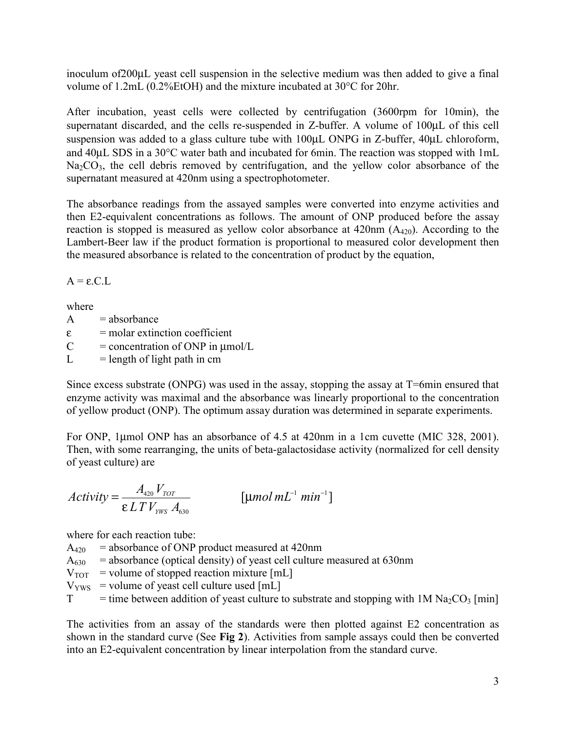inoculum of200μL yeast cell suspension in the selective medium was then added to give a final volume of 1.2mL (0.2%EtOH) and the mixture incubated at 30°C for 20hr.

After incubation, yeast cells were collected by centrifugation (3600rpm for 10min), the supernatant discarded, and the cells re-suspended in Z-buffer. A volume of 100μL of this cell suspension was added to a glass culture tube with 100μL ONPG in Z-buffer, 40μL chloroform, and 40μL SDS in a 30°C water bath and incubated for 6min. The reaction was stopped with 1mL $Na_2CO_3$, the cell debris removed by centrifugation, and the yellow color absorbance of the supernatant measured at 420nm using a spectrophotometer.

The absorbance readings from the assayed samples were converted into enzyme activities and then E2-equivalent concentrations as follows. The amount of ONP produced before the assay reaction is stopped is measured as yellow color absorbance at 420nm ($A_{420}$). According to the Lambert-Beer law if the product formation is proportional to measured color development then the measured absorbance is related to the concentration of product by the equation,

$$A = \varepsilon . C . L$$

where

- $A$ = absorbance
- $\varepsilon$ = molar extinction coefficient
- $C$ = concentration of ONP in μmol/L
- $L$ = length of light path in cm

Since excess substrate (ONPG) was used in the assay, stopping the assay at T=6min ensured that enzyme activity was maximal and the absorbance was linearly proportional to the concentration of yellow product (ONP). The optimum assay duration was determined in separate experiments.

For ONP, 1μmol ONP has an absorbance of 4.5 at 420nm in a 1cm cuvette (MIC 328, 2001). Then, with some rearranging, the units of beta-galactosidase activity (normalized for cell density of yeast culture) are

$$Activity = \frac{A_{420} V_{TOT}}{\varepsilon L T V_{YWS} A_{630}} \qquad [\mu mol\, mL^{-1}\, min^{-1}]$$

where for each reaction tube:

- $A_{420}$ = absorbance of ONP product measured at 420nm
- $A_{630}$ = absorbance (optical density) of yeast cell culture measured at 630nm
- $V_{TOT}$ = volume of stopped reaction mixture [mL]
- $V_{YWS}$ = volume of yeast cell culture used [mL]
- $T$ = time between addition of yeast culture to substrate and stopping with 1M $Na_2CO_3$ [min]

The activities from an assay of the standards were then plotted against E2 concentration as shown in the standard curve (See **Fig 2**). Activities from sample assays could then be converted into an E2-equivalent concentration by linear interpolation from the standard curve.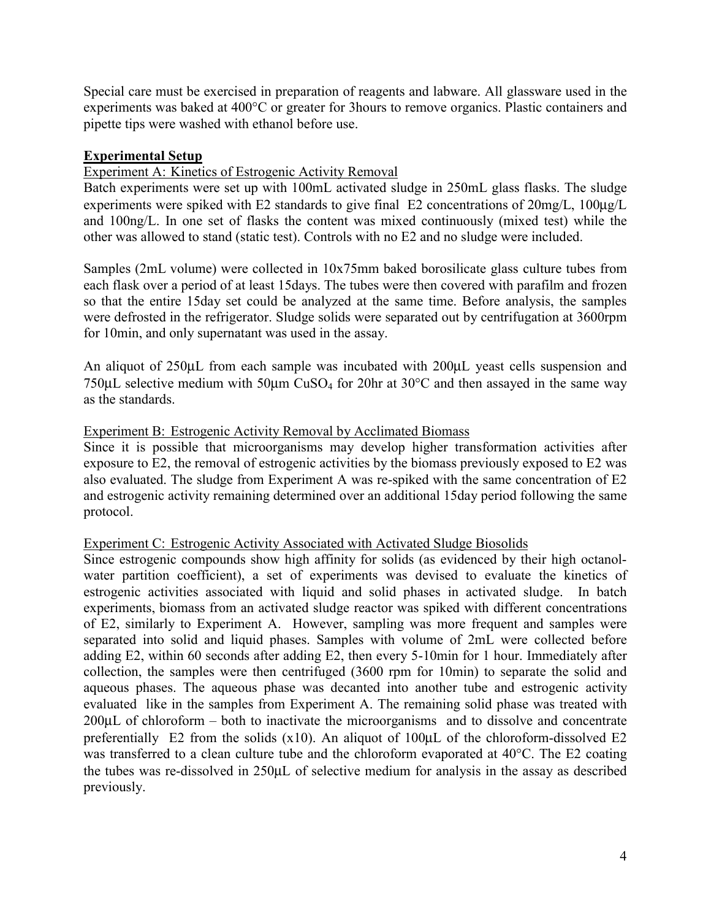Special care must be exercised in preparation of reagents and labware. All glassware used in the experiments was baked at 400°C or greater for 3hours to remove organics. Plastic containers and pipette tips were washed with ethanol before use.

**<u>Experimental Setup</u>**

<u>Experiment A: Kinetics of Estrogenic Activity Removal</u>

Batch experiments were set up with 100mL activated sludge in 250mL glass flasks. The sludge experiments were spiked with E2 standards to give final E2 concentrations of 20mg/L, 100μg/L and 100ng/L. In one set of flasks the content was mixed continuously (mixed test) while the other was allowed to stand (static test). Controls with no E2 and no sludge were included.

Samples (2mL volume) were collected in 10x75mm baked borosilicate glass culture tubes from each flask over a period of at least 15days. The tubes were then covered with parafilm and frozen so that the entire 15day set could be analyzed at the same time. Before analysis, the samples were defrosted in the refrigerator. Sludge solids were separated out by centrifugation at 3600rpm for 10min, and only supernatant was used in the assay.

An aliquot of 250μL from each sample was incubated with 200μL yeast cells suspension and 750μL selective medium with 50μm $CuSO_4$ for 20hr at 30°C and then assayed in the same way as the standards.

<u>Experiment B: Estrogenic Activity Removal by Acclimated Biomass</u>

Since it is possible that microorganisms may develop higher transformation activities after exposure to E2, the removal of estrogenic activities by the biomass previously exposed to E2 was also evaluated. The sludge from Experiment A was re-spiked with the same concentration of E2 and estrogenic activity remaining determined over an additional 15day period following the same protocol.

<u>Experiment C: Estrogenic Activity Associated with Activated Sludge Biosolids</u>

Since estrogenic compounds show high affinity for solids (as evidenced by their high octanol-water partition coefficient), a set of experiments was devised to evaluate the kinetics of estrogenic activities associated with liquid and solid phases in activated sludge. In batch experiments, biomass from an activated sludge reactor was spiked with different concentrations of E2, similarly to Experiment A. However, sampling was more frequent and samples were separated into solid and liquid phases. Samples with volume of 2mL were collected before adding E2, within 60 seconds after adding E2, then every 5-10min for 1 hour. Immediately after collection, the samples were then centrifuged (3600 rpm for 10min) to separate the solid and aqueous phases. The aqueous phase was decanted into another tube and estrogenic activity evaluated like in the samples from Experiment A. The remaining solid phase was treated with 200μL of chloroform – both to inactivate the microorganisms and to dissolve and concentrate preferentially E2 from the solids (x10). An aliquot of 100μL of the chloroform-dissolved E2 was transferred to a clean culture tube and the chloroform evaporated at 40°C. The E2 coating the tubes was re-dissolved in 250μL of selective medium for analysis in the assay as described previously.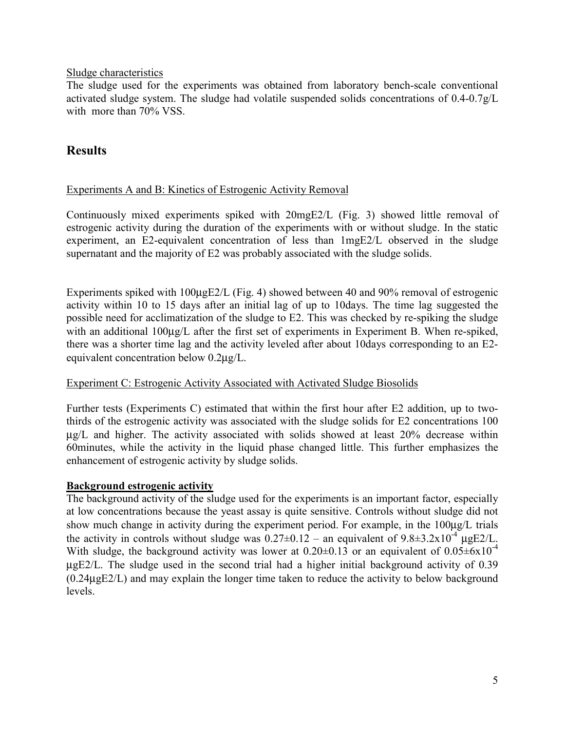Sludge characteristics

The sludge used for the experiments was obtained from laboratory bench-scale conventional activated sludge system. The sludge had volatile suspended solids concentrations of 0.4-0.7g/L with more than 70% VSS.

## Results

Experiments A and B: Kinetics of Estrogenic Activity Removal

Continuously mixed experiments spiked with 20mgE2/L (Fig. 3) showed little removal of estrogenic activity during the duration of the experiments with or without sludge. In the static experiment, an E2-equivalent concentration of less than 1mgE2/L observed in the sludge supernatant and the majority of E2 was probably associated with the sludge solids.

Experiments spiked with 100µgE2/L (Fig. 4) showed between 40 and 90% removal of estrogenic activity within 10 to 15 days after an initial lag of up to 10days. The time lag suggested the possible need for acclimatization of the sludge to E2. This was checked by re-spiking the sludge with an additional 100µg/L after the first set of experiments in Experiment B. When re-spiked, there was a shorter time lag and the activity leveled after about 10days corresponding to an E2-equivalent concentration below 0.2µg/L.

Experiment C: Estrogenic Activity Associated with Activated Sludge Biosolids

Further tests (Experiments C) estimated that within the first hour after E2 addition, up to two-thirds of the estrogenic activity was associated with the sludge solids for E2 concentrations 100 µg/L and higher. The activity associated with solids showed at least 20% decrease within 60minutes, while the activity in the liquid phase changed little. This further emphasizes the enhancement of estrogenic activity by sludge solids.

**Background estrogenic activity**

The background activity of the sludge used for the experiments is an important factor, especially at low concentrations because the yeast assay is quite sensitive. Controls without sludge did not show much change in activity during the experiment period. For example, in the 100µg/L trials the activity in controls without sludge was $0.27 \pm 0.12$ – an equivalent of $9.8 \pm 3.2 \times 10^{-4}$ µgE2/L. With sludge, the background activity was lower at $0.20 \pm 0.13$ or an equivalent of $0.05 \pm 6 \times 10^{-4}$ µgE2/L. The sludge used in the second trial had a higher initial background activity of 0.39 (0.24µgE2/L) and may explain the longer time taken to reduce the activity to below background levels.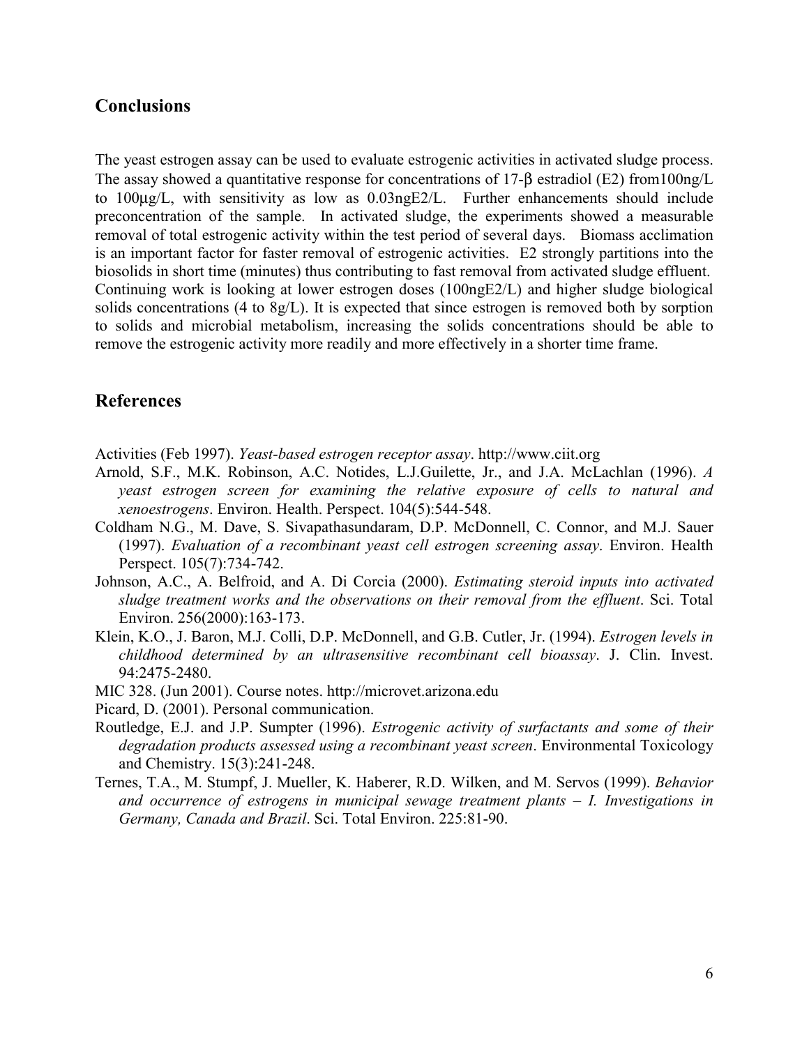## Conclusions

The yeast estrogen assay can be used to evaluate estrogenic activities in activated sludge process. The assay showed a quantitative response for concentrations of 17-β estradiol (E2) from100ng/L to 100µg/L, with sensitivity as low as 0.03ngE2/L. Further enhancements should include preconcentration of the sample. In activated sludge, the experiments showed a measurable removal of total estrogenic activity within the test period of several days. Biomass acclimation is an important factor for faster removal of estrogenic activities. E2 strongly partitions into the biosolids in short time (minutes) thus contributing to fast removal from activated sludge effluent. Continuing work is looking at lower estrogen doses (100ngE2/L) and higher sludge biological solids concentrations (4 to 8g/L). It is expected that since estrogen is removed both by sorption to solids and microbial metabolism, increasing the solids concentrations should be able to remove the estrogenic activity more readily and more effectively in a shorter time frame.

## References

Activities (Feb 1997). *Yeast-based estrogen receptor assay*. http://www.ciit.org

Arnold, S.F., M.K. Robinson, A.C. Notides, L.J.Guilette, Jr., and J.A. McLachlan (1996). *A yeast estrogen screen for examining the relative exposure of cells to natural and xenoestrogens*. Environ. Health. Perspect. 104(5):544-548.

Coldham N.G., M. Dave, S. Sivapathasundaram, D.P. McDonnell, C. Connor, and M.J. Sauer (1997). *Evaluation of a recombinant yeast cell estrogen screening assay*. Environ. Health Perspect. 105(7):734-742.

Johnson, A.C., A. Belfroid, and A. Di Corcia (2000). *Estimating steroid inputs into activated sludge treatment works and the observations on their removal from the effluent*. Sci. Total Environ. 256(2000):163-173.

Klein, K.O., J. Baron, M.J. Colli, D.P. McDonnell, and G.B. Cutler, Jr. (1994). *Estrogen levels in childhood determined by an ultrasensitive recombinant cell bioassay*. J. Clin. Invest. 94:2475-2480.

MIC 328. (Jun 2001). Course notes. http://microvet.arizona.edu

Picard, D. (2001). Personal communication.

Routledge, E.J. and J.P. Sumpter (1996). *Estrogenic activity of surfactants and some of their degradation products assessed using a recombinant yeast screen*. Environmental Toxicology and Chemistry. 15(3):241-248.

Ternes, T.A., M. Stumpf, J. Mueller, K. Haberer, R.D. Wilken, and M. Servos (1999). *Behavior and occurrence of estrogens in municipal sewage treatment plants – I. Investigations in Germany, Canada and Brazil*. Sci. Total Environ. 225:81-90.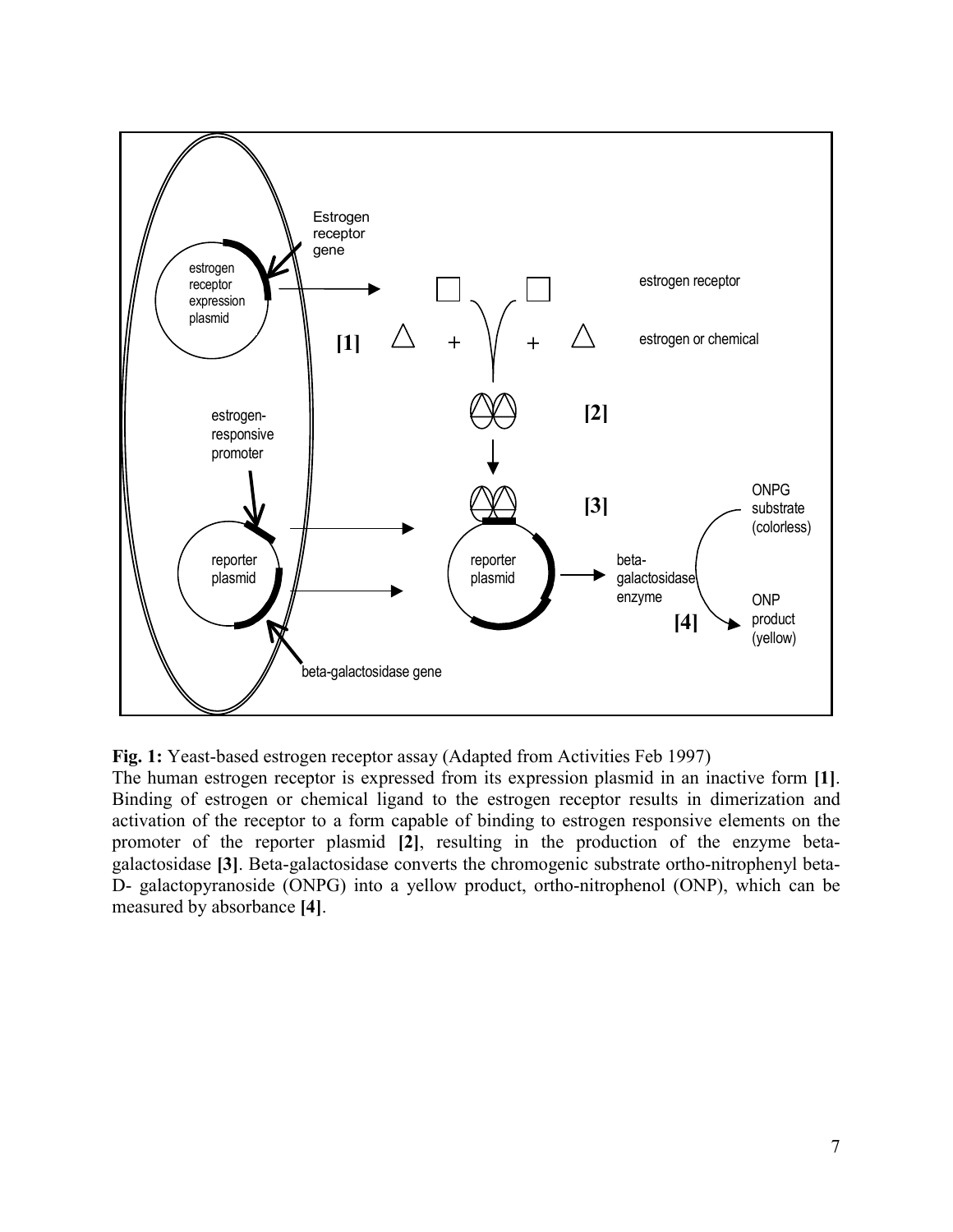**Fig. 1:** Yeast-based estrogen receptor assay (Adapted from Activities Feb 1997)

The human estrogen receptor is expressed from its expression plasmid in an inactive form **[1]**. Binding of estrogen or chemical ligand to the estrogen receptor results in dimerization and activation of the receptor to a form capable of binding to estrogen responsive elements on the promoter of the reporter plasmid **[2]**, resulting in the production of the enzyme beta-galactosidase **[3]**. Beta-galactosidase converts the chromogenic substrate ortho-nitrophenyl beta-D- galactopyranoside (ONPG) into a yellow product, ortho-nitrophenol (ONP), which can be measured by absorbance **[4]**.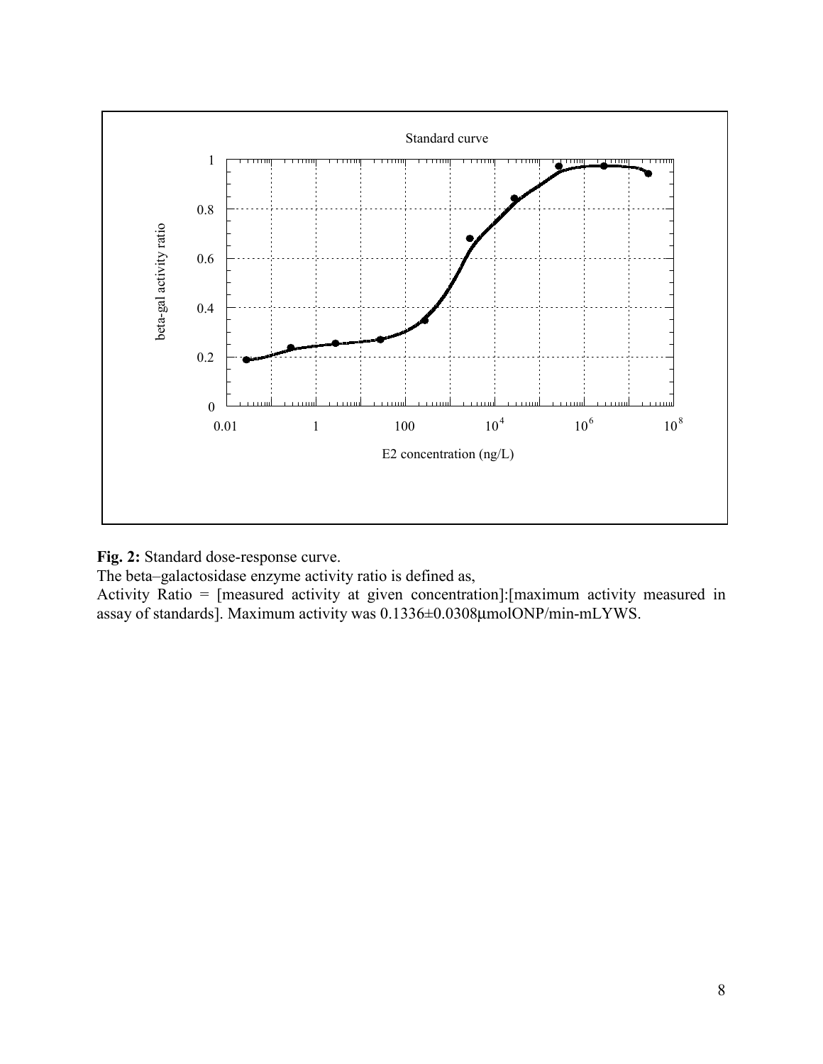**Fig. 2:** Standard dose-response curve.

The beta–galactosidase enzyme activity ratio is defined as,

Activity Ratio = [measured activity at given concentration]:[maximum activity measured in assay of standards]. Maximum activity was 0.1336±0.0308μmolONP/min-mLYWS.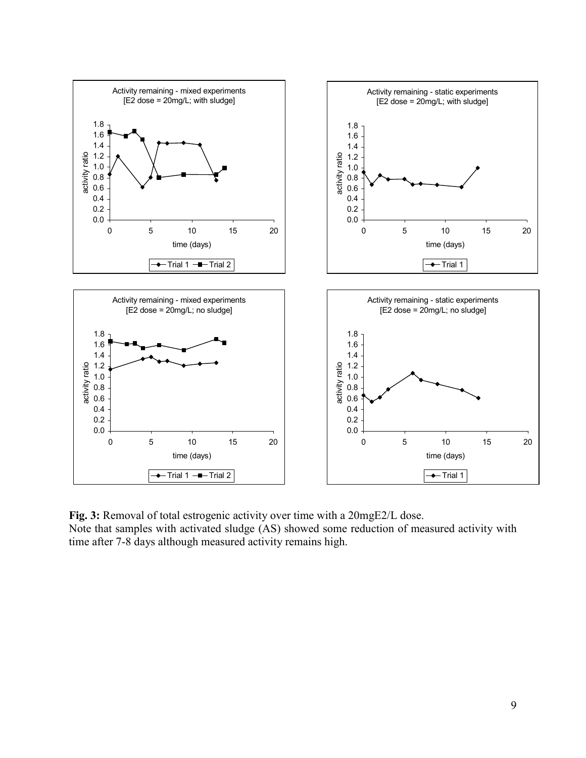**Fig. 3:** Removal of total estrogenic activity over time with a 20mgE2/L dose.
Note that samples with activated sludge (AS) showed some reduction of measured activity with time after 7-8 days although measured activity remains high.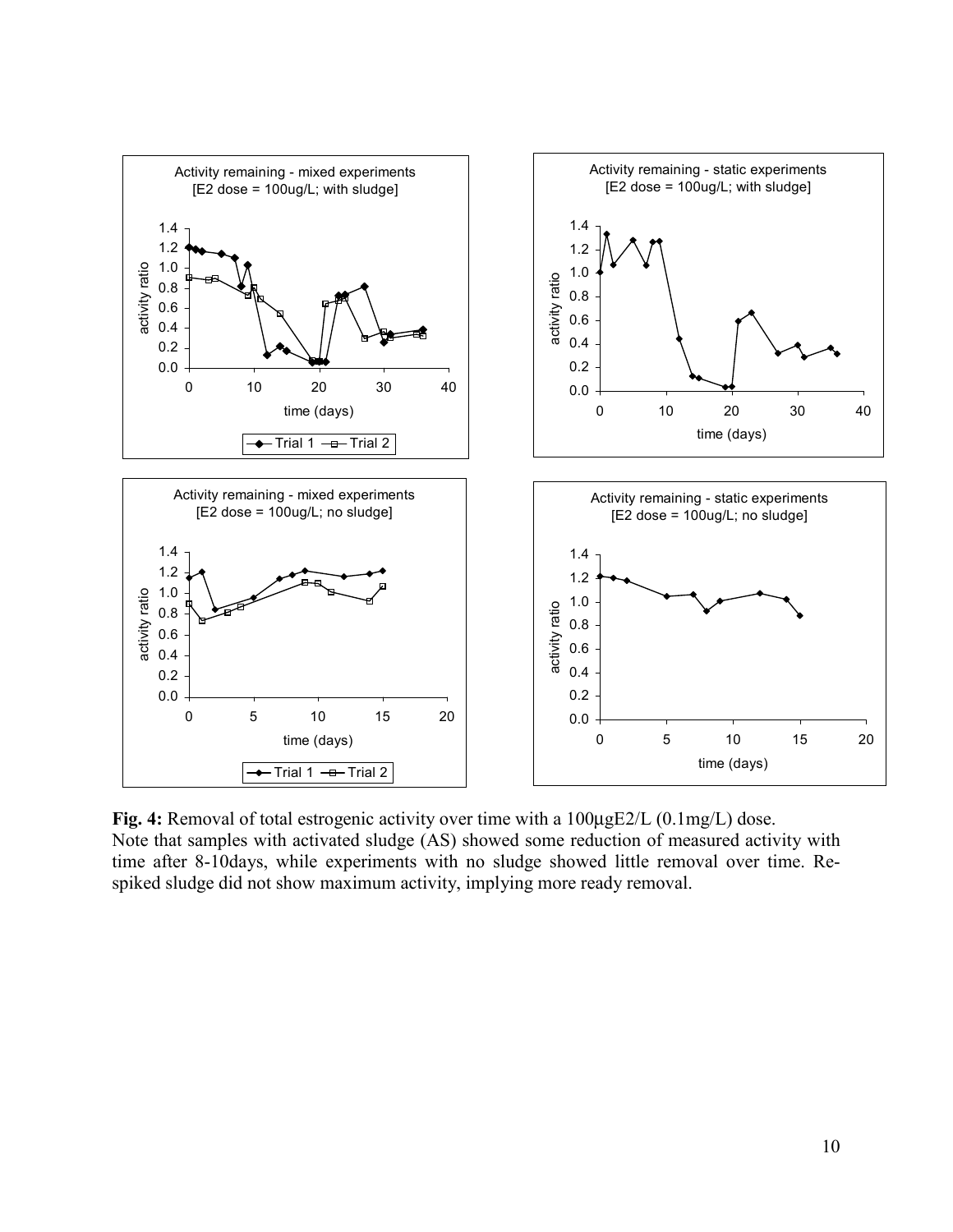**Fig. 4:** Removal of total estrogenic activity over time with a 100µgE2/L (0.1mg/L) dose. Note that samples with activated sludge (AS) showed some reduction of measured activity with time after 8-10days, while experiments with no sludge showed little removal over time. Re-spiked sludge did not show maximum activity, implying more ready removal.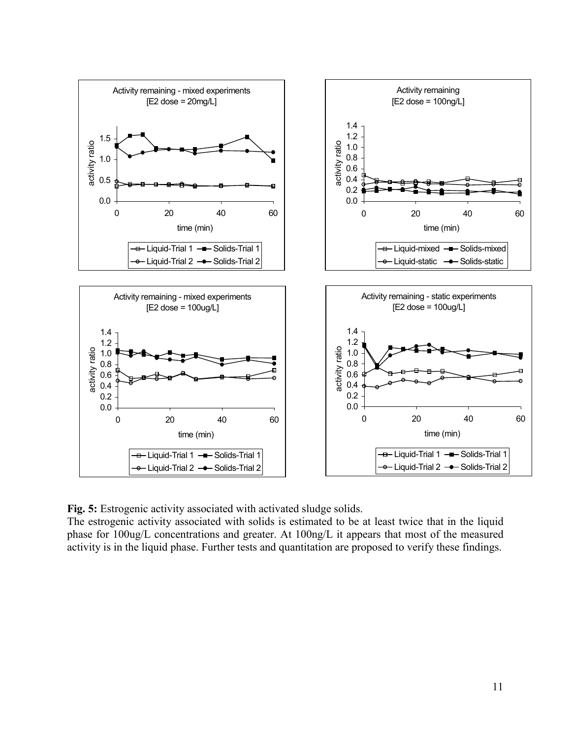Activity remaining - mixed experiments
[E2 dose = 20mg/L]

activity ratio

0.0
0.5
1.0
1.5

0
20
40
60

time (min)

Liquid-Trial 1
Solids-Trial 1
Liquid-Trial 2
Solids-Trial 2

Activity remaining
[E2 dose = 100ng/L]

activity ratio

0.0
0.2
0.4
0.6
0.8
1.0
1.2
1.4

0
20
40
60

time (min)

Liquid-mixed
Solids-mixed
Liquid-static
Solids-static

Activity remaining - mixed experiments
[E2 dose = 100ug/L]

activity ratio

0.0
0.2
0.4
0.6
0.8
1.0
1.2
1.4

0
20
40
60

time (min)

Liquid-Trial 1
Solids-Trial 1
Liquid-Trial 2
Solids-Trial 2

Activity remaining - static experiments
[E2 dose = 100ug/L]

activity ratio

0.0
0.2
0.4
0.6
0.8
1.0
1.2
1.4

0
20
40
60

time (min)

Liquid-Trial 1
Solids-Trial 1
Liquid-Trial 2
Solids-Trial 2

**Fig. 5:** Estrogenic activity associated with activated sludge solids.
The estrogenic activity associated with solids is estimated to be at least twice that in the liquid phase for 100ug/L concentrations and greater. At 100ng/L it appears that most of the measured activity is in the liquid phase. Further tests and quantitation are proposed to verify these findings.